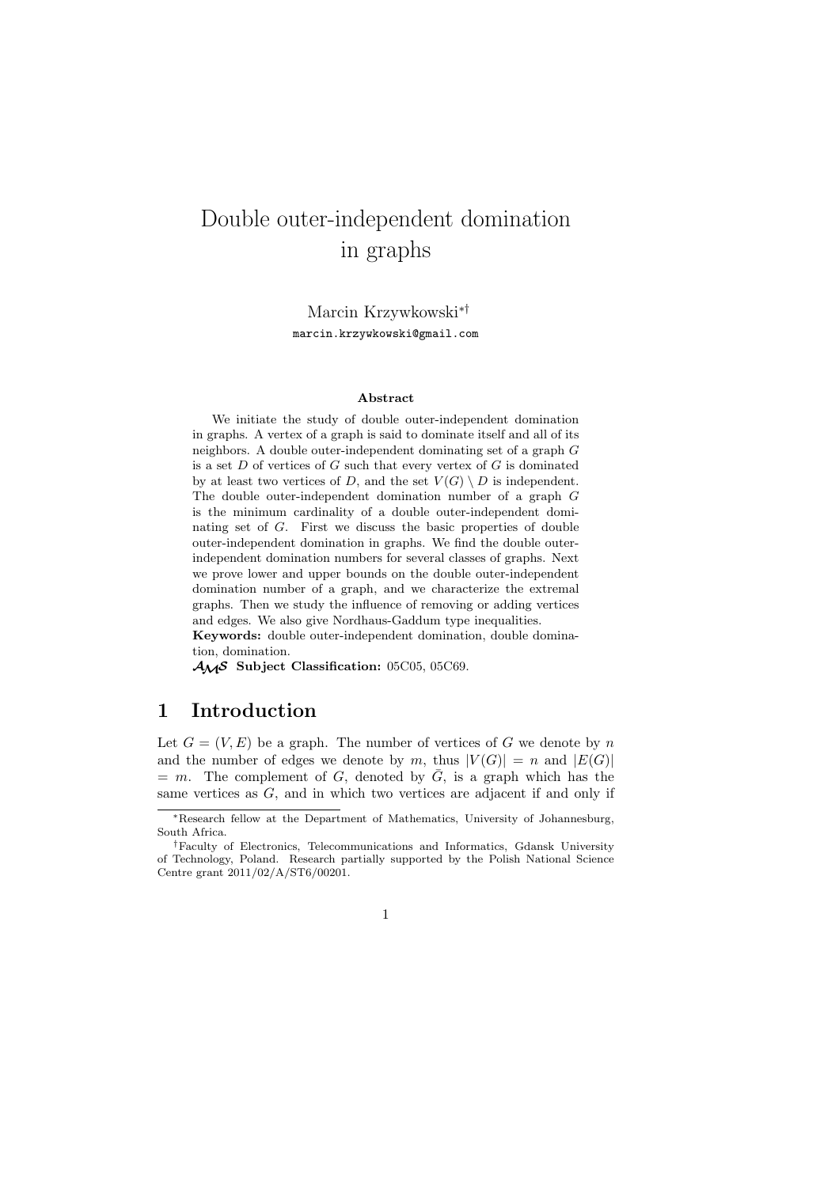# Double outer-independent domination in graphs

Marcin Krzywkowski[*,†]

marcin.krzywkowski@gmail.com

**Abstract**

We initiate the study of double outer-independent domination in graphs. A vertex of a graph is said to dominate itself and all of its neighbors. A double outer-independent dominating set of a graph $G$ is a set $D$ of vertices of $G$ such that every vertex of $G$ is dominated by at least two vertices of $D$, and the set $V(G) \setminus D$ is independent. The double outer-independent domination number of a graph $G$ is the minimum cardinality of a double outer-independent dominating set of $G$. First we discuss the basic properties of double outer-independent domination in graphs. We find the double outer-independent domination numbers for several classes of graphs. Next we prove lower and upper bounds on the double outer-independent domination number of a graph, and we characterize the extremal graphs. Then we study the influence of removing or adding vertices and edges. We also give Nordhaus-Gaddum type inequalities.

**Keywords:** double outer-independent domination, double domination, domination.

**AMS Subject Classification:** 05C05, 05C69.

## 1 Introduction

Let $G = (V, E)$ be a graph. The number of vertices of $G$ we denote by $n$ and the number of edges we denote by $m$, thus $|V(G)| = n$ and $|E(G)| = m$. The complement of $G$, denoted by $\bar{G}$, is a graph which has the same vertices as $G$, and in which two vertices are adjacent if and only if

[*] Research fellow at the Department of Mathematics, University of Johannesburg, South Africa.

[†] Faculty of Electronics, Telecommunications and Informatics, Gdansk University of Technology, Poland. Research partially supported by the Polish National Science Centre grant 2011/02/A/ST6/00201.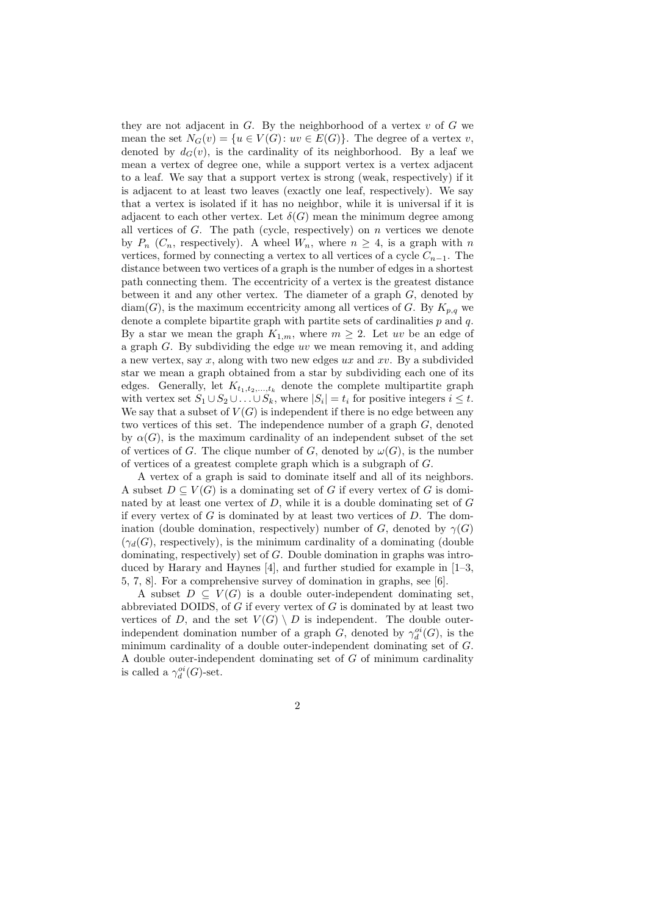they are not adjacent in $G$. By the neighborhood of a vertex $v$ of $G$ we mean the set $N_G(v) = \{u \in V(G) \colon uv \in E(G)\}$. The degree of a vertex $v$, denoted by $d_G(v)$, is the cardinality of its neighborhood. By a leaf we mean a vertex of degree one, while a support vertex is a vertex adjacent to a leaf. We say that a support vertex is strong (weak, respectively) if it is adjacent to at least two leaves (exactly one leaf, respectively). We say that a vertex is isolated if it has no neighbor, while it is universal if it is adjacent to each other vertex. Let $\delta(G)$ mean the minimum degree among all vertices of $G$. The path (cycle, respectively) on $n$ vertices we denote by $P_n$ ($C_n$, respectively). A wheel $W_n$, where $n \geq 4$, is a graph with $n$ vertices, formed by connecting a vertex to all vertices of a cycle $C_{n-1}$. The distance between two vertices of a graph is the number of edges in a shortest path connecting them. The eccentricity of a vertex is the greatest distance between it and any other vertex. The diameter of a graph $G$, denoted by $\mathrm{diam}(G)$, is the maximum eccentricity among all vertices of $G$. By $K_{p,q}$ we denote a complete bipartite graph with partite sets of cardinalities $p$ and $q$. By a star we mean the graph $K_{1,m}$, where $m \geq 2$. Let $uv$ be an edge of a graph $G$. By subdividing the edge $uv$ we mean removing it, and adding a new vertex, say $x$, along with two new edges $ux$ and $xv$. By a subdivided star we mean a graph obtained from a star by subdividing each one of its edges. Generally, let $K_{t_1,t_2,\ldots,t_k}$ denote the complete multipartite graph with vertex set $S_1 \cup S_2 \cup \ldots \cup S_k$, where $|S_i| = t_i$ for positive integers $i \leq t$. We say that a subset of $V(G)$ is independent if there is no edge between any two vertices of this set. The independence number of a graph $G$, denoted by $\alpha(G)$, is the maximum cardinality of an independent subset of the set of vertices of $G$. The clique number of $G$, denoted by $\omega(G)$, is the number of vertices of a greatest complete graph which is a subgraph of $G$.

A vertex of a graph is said to dominate itself and all of its neighbors. A subset $D \subseteq V(G)$ is a dominating set of $G$ if every vertex of $G$ is dominated by at least one vertex of $D$, while it is a double dominating set of $G$ if every vertex of $G$ is dominated by at least two vertices of $D$. The domination (double domination, respectively) number of $G$, denoted by $\gamma(G)$ ($\gamma_d(G)$, respectively), is the minimum cardinality of a dominating (double dominating, respectively) set of $G$. Double domination in graphs was introduced by Harary and Haynes [4], and further studied for example in [1–3, 5, 7, 8]. For a comprehensive survey of domination in graphs, see [6].

A subset $D \subseteq V(G)$ is a double outer-independent dominating set, abbreviated DOIDS, of $G$ if every vertex of $G$ is dominated by at least two vertices of $D$, and the set $V(G) \setminus D$ is independent. The double outer-independent domination number of a graph $G$, denoted by $\gamma_d^{oi}(G)$, is the minimum cardinality of a double outer-independent dominating set of $G$. A double outer-independent dominating set of $G$ of minimum cardinality is called a $\gamma_d^{oi}(G)$-set.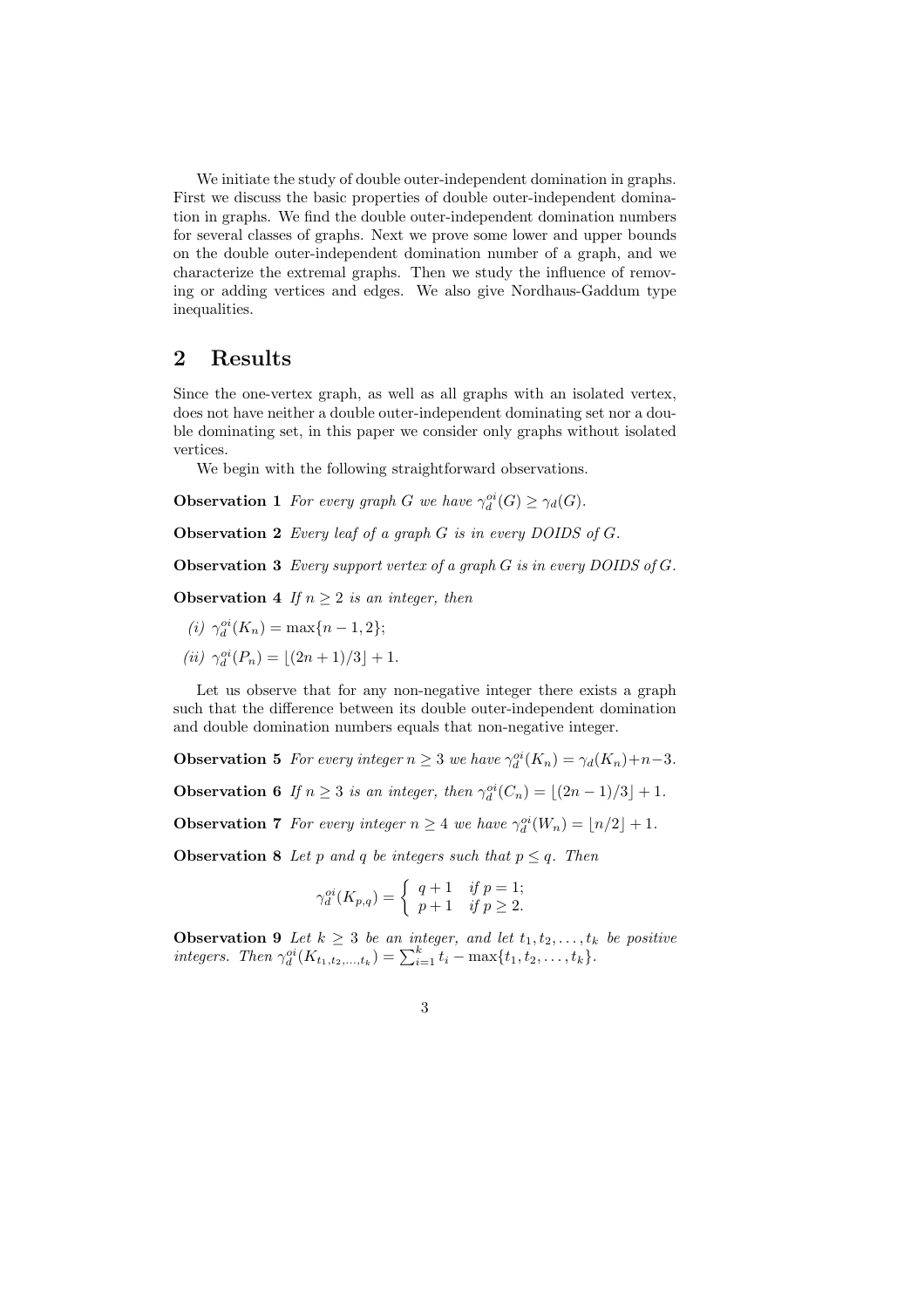We initiate the study of double outer-independent domination in graphs. First we discuss the basic properties of double outer-independent domination in graphs. We find the double outer-independent domination numbers for several classes of graphs. Next we prove some lower and upper bounds on the double outer-independent domination number of a graph, and we characterize the extremal graphs. Then we study the influence of removing or adding vertices and edges. We also give Nordhaus-Gaddum type inequalities.

## 2 Results

Since the one-vertex graph, as well as all graphs with an isolated vertex, does not have neither a double outer-independent dominating set nor a double dominating set, in this paper we consider only graphs without isolated vertices.

We begin with the following straightforward observations.

**Observation 1** *For every graph $G$ we have $\gamma_d^{oi}(G) \geq \gamma_d(G)$.*

**Observation 2** *Every leaf of a graph $G$ is in every DOIDS of $G$.*

**Observation 3** *Every support vertex of a graph $G$ is in every DOIDS of $G$.*

**Observation 4** *If $n \geq 2$ is an integer, then*

*(i) $\gamma_d^{oi}(K_n) = \max\{n-1, 2\}$;*

*(ii) $\gamma_d^{oi}(P_n) = \lfloor (2n+1)/3 \rfloor + 1$.*

Let us observe that for any non-negative integer there exists a graph such that the difference between its double outer-independent domination and double domination numbers equals that non-negative integer.

**Observation 5** *For every integer $n \geq 3$ we have $\gamma_d^{oi}(K_n) = \gamma_d(K_n) + n - 3$.*

**Observation 6** *If $n \geq 3$ is an integer, then $\gamma_d^{oi}(C_n) = \lfloor (2n-1)/3 \rfloor + 1$.*

**Observation 7** *For every integer $n \geq 4$ we have $\gamma_d^{oi}(W_n) = \lfloor n/2 \rfloor + 1$.*

**Observation 8** *Let $p$ and $q$ be integers such that $p \leq q$. Then*

$$\gamma_d^{oi}(K_{p,q}) = \begin{cases} q+1 & \text{if } p = 1; \\ p+1 & \text{if } p \geq 2. \end{cases}$$

**Observation 9** *Let $k \geq 3$ be an integer, and let $t_1, t_2, \ldots, t_k$ be positive integers. Then $\gamma_d^{oi}(K_{t_1,t_2,\ldots,t_k}) = \sum_{i=1}^{k} t_i - \max\{t_1, t_2, \ldots, t_k\}$.*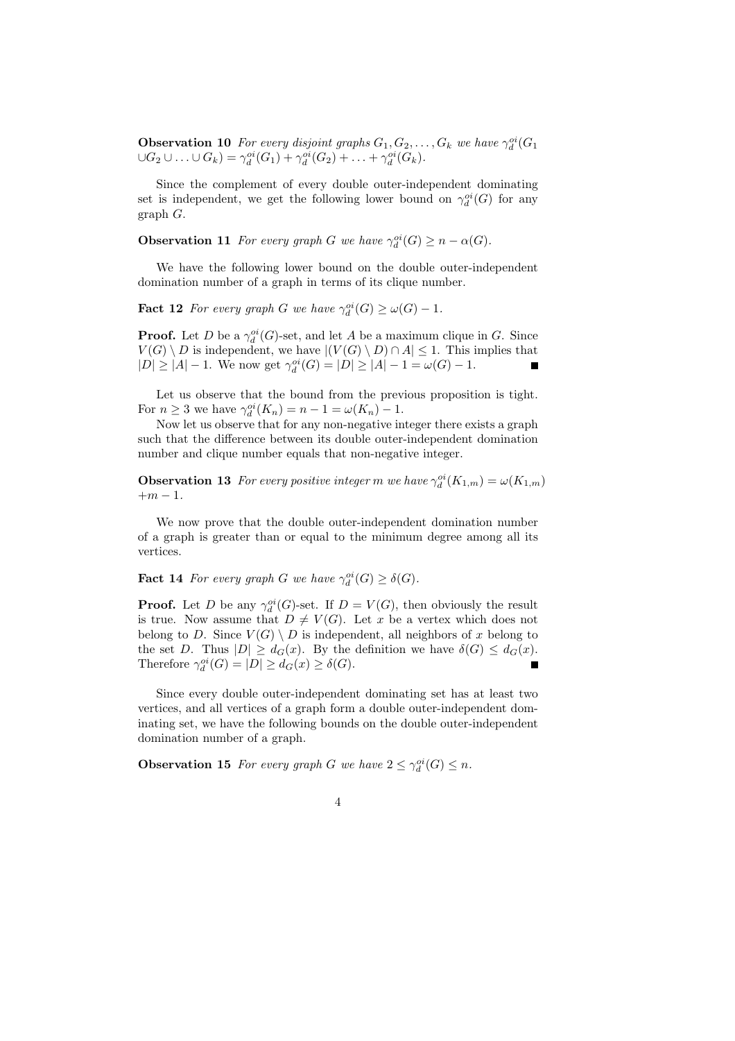**Observation 10** *For every disjoint graphs $G_1, G_2, \ldots, G_k$ we have $\gamma_d^{oi}(G_1 \cup G_2 \cup \ldots \cup G_k) = \gamma_d^{oi}(G_1) + \gamma_d^{oi}(G_2) + \ldots + \gamma_d^{oi}(G_k)$.*

Since the complement of every double outer-independent dominating set is independent, we get the following lower bound on $\gamma_d^{oi}(G)$ for any graph $G$.

**Observation 11** *For every graph $G$ we have $\gamma_d^{oi}(G) \geq n - \alpha(G)$.*

We have the following lower bound on the double outer-independent domination number of a graph in terms of its clique number.

**Fact 12** *For every graph $G$ we have $\gamma_d^{oi}(G) \geq \omega(G) - 1$.*

**Proof.** Let $D$ be a $\gamma_d^{oi}(G)$-set, and let $A$ be a maximum clique in $G$. Since $V(G) \setminus D$ is independent, we have $|(V(G) \setminus D) \cap A| \leq 1$. This implies that $|D| \geq |A| - 1$. We now get $\gamma_d^{oi}(G) = |D| \geq |A| - 1 = \omega(G) - 1$. ∎

Let us observe that the bound from the previous proposition is tight. For $n \geq 3$ we have $\gamma_d^{oi}(K_n) = n - 1 = \omega(K_n) - 1$.

Now let us observe that for any non-negative integer there exists a graph such that the difference between its double outer-independent domination number and clique number equals that non-negative integer.

**Observation 13** *For every positive integer $m$ we have $\gamma_d^{oi}(K_{1,m}) = \omega(K_{1,m}) + m - 1$.*

We now prove that the double outer-independent domination number of a graph is greater than or equal to the minimum degree among all its vertices.

**Fact 14** *For every graph $G$ we have $\gamma_d^{oi}(G) \geq \delta(G)$.*

**Proof.** Let $D$ be any $\gamma_d^{oi}(G)$-set. If $D = V(G)$, then obviously the result is true. Now assume that $D \neq V(G)$. Let $x$ be a vertex which does not belong to $D$. Since $V(G) \setminus D$ is independent, all neighbors of $x$ belong to the set $D$. Thus $|D| \geq d_G(x)$. By the definition we have $\delta(G) \leq d_G(x)$. Therefore $\gamma_d^{oi}(G) = |D| \geq d_G(x) \geq \delta(G)$. ∎

Since every double outer-independent dominating set has at least two vertices, and all vertices of a graph form a double outer-independent dominating set, we have the following bounds on the double outer-independent domination number of a graph.

**Observation 15** *For every graph $G$ we have $2 \leq \gamma_d^{oi}(G) \leq n$.*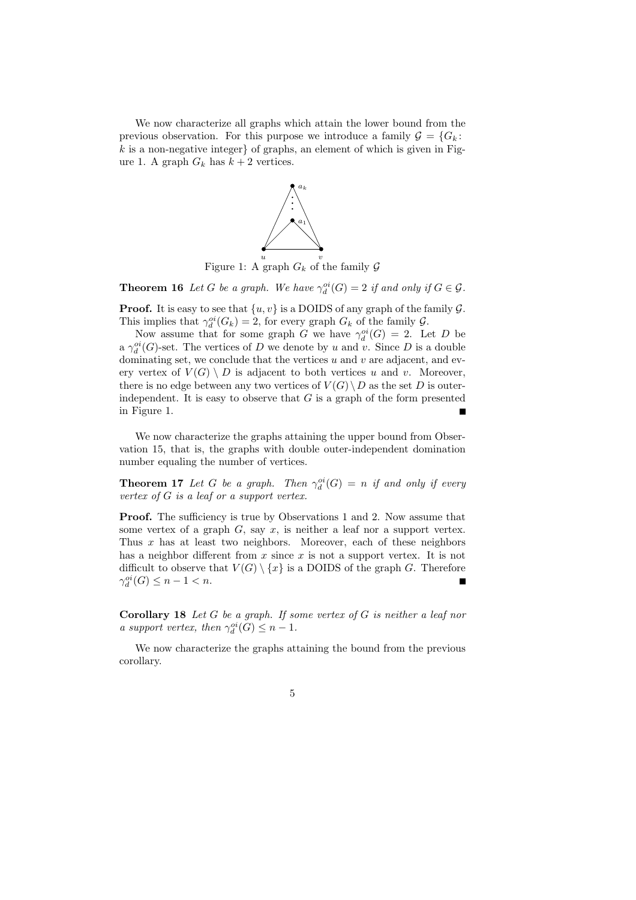We now characterize all graphs which attain the lower bound from the previous observation. For this purpose we introduce a family $\mathcal{G} = \{G_k\colon k \text{ is a non-negative integer}\}$ of graphs, an element of which is given in Figure 1. A graph $G_k$ has $k+2$ vertices.

Figure 1: A graph $G_k$ of the family $\mathcal{G}$

**Theorem 16** *Let $G$ be a graph. We have $\gamma_d^{oi}(G) = 2$ if and only if $G \in \mathcal{G}$.*

**Proof.** It is easy to see that $\{u, v\}$ is a DOIDS of any graph of the family $\mathcal{G}$. This implies that $\gamma_d^{oi}(G_k) = 2$, for every graph $G_k$ of the family $\mathcal{G}$.

Now assume that for some graph $G$ we have $\gamma_d^{oi}(G) = 2$. Let $D$ be a $\gamma_d^{oi}(G)$-set. The vertices of $D$ we denote by $u$ and $v$. Since $D$ is a double dominating set, we conclude that the vertices $u$ and $v$ are adjacent, and every vertex of $V(G) \setminus D$ is adjacent to both vertices $u$ and $v$. Moreover, there is no edge between any two vertices of $V(G) \setminus D$ as the set $D$ is outer-independent. It is easy to observe that $G$ is a graph of the form presented in Figure 1. ∎

We now characterize the graphs attaining the upper bound from Observation 15, that is, the graphs with double outer-independent domination number equaling the number of vertices.

**Theorem 17** *Let $G$ be a graph. Then $\gamma_d^{oi}(G) = n$ if and only if every vertex of $G$ is a leaf or a support vertex.*

**Proof.** The sufficiency is true by Observations 1 and 2. Now assume that some vertex of a graph $G$, say $x$, is neither a leaf nor a support vertex. Thus $x$ has at least two neighbors. Moreover, each of these neighbors has a neighbor different from $x$ since $x$ is not a support vertex. It is not difficult to observe that $V(G) \setminus \{x\}$ is a DOIDS of the graph $G$. Therefore $\gamma_d^{oi}(G) \le n - 1 < n$. ∎

**Corollary 18** *Let $G$ be a graph. If some vertex of $G$ is neither a leaf nor a support vertex, then $\gamma_d^{oi}(G) \le n - 1$.*

We now characterize the graphs attaining the bound from the previous corollary.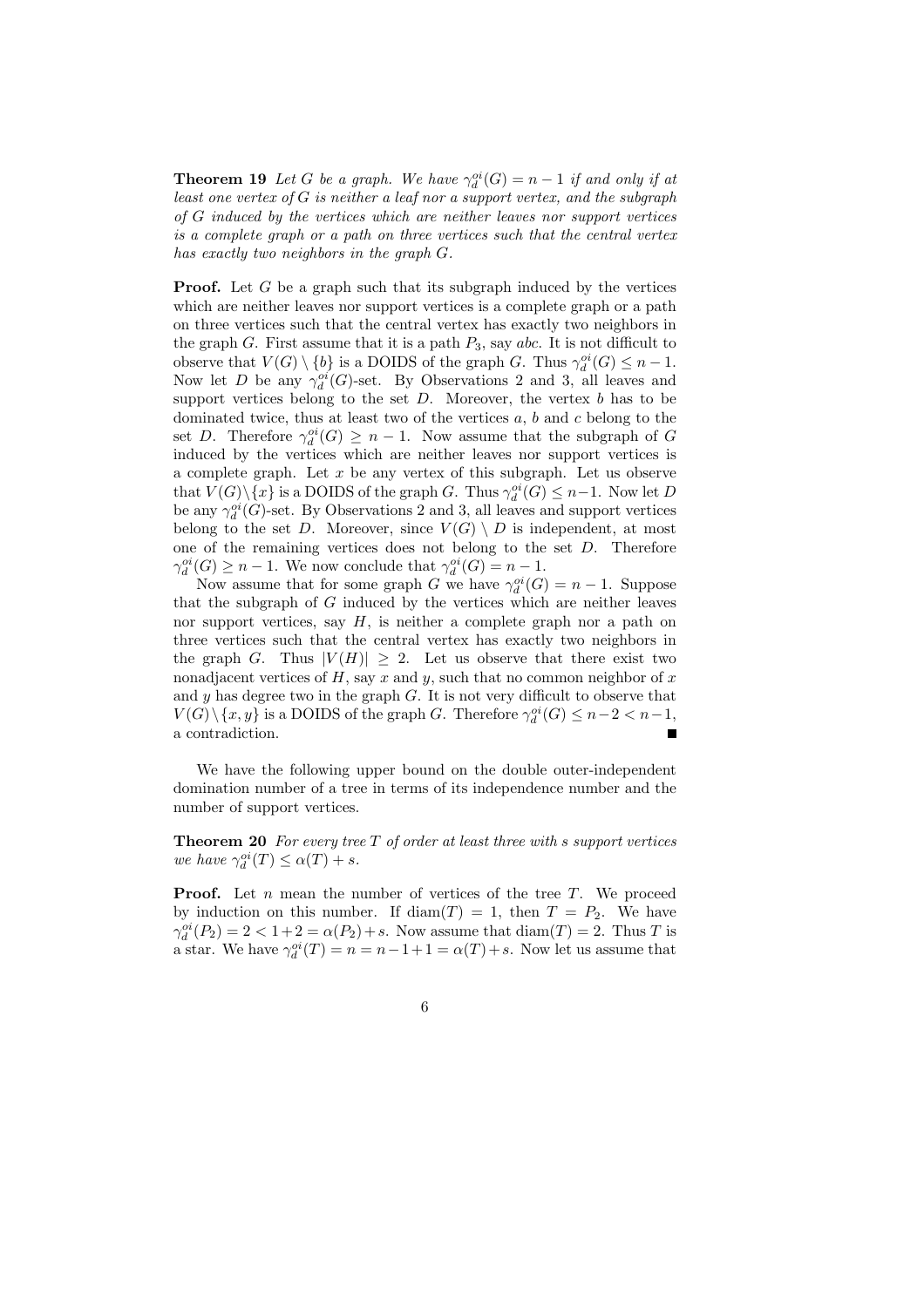**Theorem 19** *Let $G$ be a graph. We have $\gamma_d^{oi}(G) = n - 1$ if and only if at least one vertex of $G$ is neither a leaf nor a support vertex, and the subgraph of $G$ induced by the vertices which are neither leaves nor support vertices is a complete graph or a path on three vertices such that the central vertex has exactly two neighbors in the graph $G$.*

**Proof.** Let $G$ be a graph such that its subgraph induced by the vertices which are neither leaves nor support vertices is a complete graph or a path on three vertices such that the central vertex has exactly two neighbors in the graph $G$. First assume that it is a path $P_3$, say $abc$. It is not difficult to observe that $V(G) \setminus \{b\}$ is a DOIDS of the graph $G$. Thus $\gamma_d^{oi}(G) \leq n - 1$. Now let $D$ be any $\gamma_d^{oi}(G)$-set. By Observations 2 and 3, all leaves and support vertices belong to the set $D$. Moreover, the vertex $b$ has to be dominated twice, thus at least two of the vertices $a$, $b$ and $c$ belong to the set $D$. Therefore $\gamma_d^{oi}(G) \geq n - 1$. Now assume that the subgraph of $G$ induced by the vertices which are neither leaves nor support vertices is a complete graph. Let $x$ be any vertex of this subgraph. Let us observe that $V(G) \setminus \{x\}$ is a DOIDS of the graph $G$. Thus $\gamma_d^{oi}(G) \leq n-1$. Now let $D$ be any $\gamma_d^{oi}(G)$-set. By Observations 2 and 3, all leaves and support vertices belong to the set $D$. Moreover, since $V(G) \setminus D$ is independent, at most one of the remaining vertices does not belong to the set $D$. Therefore $\gamma_d^{oi}(G) \geq n - 1$. We now conclude that $\gamma_d^{oi}(G) = n - 1$.

Now assume that for some graph $G$ we have $\gamma_d^{oi}(G) = n - 1$. Suppose that the subgraph of $G$ induced by the vertices which are neither leaves nor support vertices, say $H$, is neither a complete graph nor a path on three vertices such that the central vertex has exactly two neighbors in the graph $G$. Thus $|V(H)| \geq 2$. Let us observe that there exist two nonadjacent vertices of $H$, say $x$ and $y$, such that no common neighbor of $x$ and $y$ has degree two in the graph $G$. It is not very difficult to observe that $V(G) \setminus \{x, y\}$ is a DOIDS of the graph $G$. Therefore $\gamma_d^{oi}(G) \leq n-2 < n-1$, a contradiction. ■

We have the following upper bound on the double outer-independent domination number of a tree in terms of its independence number and the number of support vertices.

**Theorem 20** *For every tree $T$ of order at least three with $s$ support vertices we have $\gamma_d^{oi}(T) \leq \alpha(T) + s$.*

**Proof.** Let $n$ mean the number of vertices of the tree $T$. We proceed by induction on this number. If $\text{diam}(T) = 1$, then $T = P_2$. We have $\gamma_d^{oi}(P_2) = 2 < 1+2 = \alpha(P_2)+s$. Now assume that $\text{diam}(T) = 2$. Thus $T$ is a star. We have $\gamma_d^{oi}(T) = n = n-1+1 = \alpha(T)+s$. Now let us assume that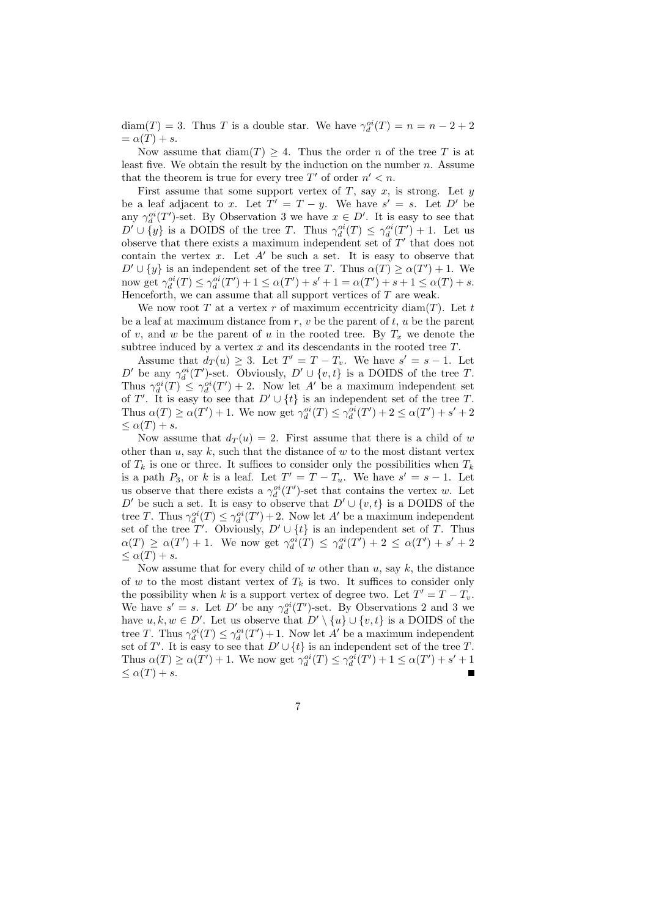$\operatorname{diam}(T) = 3$. Thus $T$ is a double star. We have $\gamma_d^{oi}(T) = n = n - 2 + 2$ $= \alpha(T) + s$.

Now assume that $\operatorname{diam}(T) \geq 4$. Thus the order $n$ of the tree $T$ is at least five. We obtain the result by the induction on the number $n$. Assume that the theorem is true for every tree $T'$ of order $n' < n$.

First assume that some support vertex of $T$, say $x$, is strong. Let $y$ be a leaf adjacent to $x$. Let $T' = T - y$. We have $s' = s$. Let $D'$ be any $\gamma_d^{oi}(T')$-set. By Observation 3 we have $x \in D'$. It is easy to see that $D' \cup \{y\}$ is a DOIDS of the tree $T$. Thus $\gamma_d^{oi}(T) \leq \gamma_d^{oi}(T') + 1$. Let us observe that there exists a maximum independent set of $T'$ that does not contain the vertex $x$. Let $A'$ be such a set. It is easy to observe that $D' \cup \{y\}$ is an independent set of the tree $T$. Thus $\alpha(T) \geq \alpha(T') + 1$. We now get $\gamma_d^{oi}(T) \leq \gamma_d^{oi}(T') + 1 \leq \alpha(T') + s' + 1 = \alpha(T') + s + 1 \leq \alpha(T) + s$. Henceforth, we can assume that all support vertices of $T$ are weak.

We now root $T$ at a vertex $r$ of maximum eccentricity $\operatorname{diam}(T)$. Let $t$ be a leaf at maximum distance from $r$, $v$ be the parent of $t$, $u$ be the parent of $v$, and $w$ be the parent of $u$ in the rooted tree. By $T_x$ we denote the subtree induced by a vertex $x$ and its descendants in the rooted tree $T$.

Assume that $d_T(u) \geq 3$. Let $T' = T - T_v$. We have $s' = s - 1$. Let $D'$ be any $\gamma_d^{oi}(T')$-set. Obviously, $D' \cup \{v, t\}$ is a DOIDS of the tree $T$. Thus $\gamma_d^{oi}(T) \leq \gamma_d^{oi}(T') + 2$. Now let $A'$ be a maximum independent set of $T'$. It is easy to see that $D' \cup \{t\}$ is an independent set of the tree $T$. Thus $\alpha(T) \geq \alpha(T') + 1$. We now get $\gamma_d^{oi}(T) \leq \gamma_d^{oi}(T') + 2 \leq \alpha(T') + s' + 2$ $\leq \alpha(T) + s$.

Now assume that $d_T(u) = 2$. First assume that there is a child of $w$ other than $u$, say $k$, such that the distance of $w$ to the most distant vertex of $T_k$ is one or three. It suffices to consider only the possibilities when $T_k$ is a path $P_3$, or $k$ is a leaf. Let $T' = T - T_u$. We have $s' = s - 1$. Let us observe that there exists a $\gamma_d^{oi}(T')$-set that contains the vertex $w$. Let $D'$ be such a set. It is easy to observe that $D' \cup \{v, t\}$ is a DOIDS of the tree $T$. Thus $\gamma_d^{oi}(T) \leq \gamma_d^{oi}(T') + 2$. Now let $A'$ be a maximum independent set of the tree $T'$. Obviously, $D' \cup \{t\}$ is an independent set of $T$. Thus $\alpha(T) \geq \alpha(T') + 1$. We now get $\gamma_d^{oi}(T) \leq \gamma_d^{oi}(T') + 2 \leq \alpha(T') + s' + 2$ $\leq \alpha(T) + s$.

Now assume that for every child of $w$ other than $u$, say $k$, the distance of $w$ to the most distant vertex of $T_k$ is two. It suffices to consider only the possibility when $k$ is a support vertex of degree two. Let $T' = T - T_v$. We have $s' = s$. Let $D'$ be any $\gamma_d^{oi}(T')$-set. By Observations 2 and 3 we have $u, k, w \in D'$. Let us observe that $D' \setminus \{u\} \cup \{v, t\}$ is a DOIDS of the tree $T$. Thus $\gamma_d^{oi}(T) \leq \gamma_d^{oi}(T') + 1$. Now let $A'$ be a maximum independent set of $T'$. It is easy to see that $D' \cup \{t\}$ is an independent set of the tree $T$. Thus $\alpha(T) \geq \alpha(T') + 1$. We now get $\gamma_d^{oi}(T) \leq \gamma_d^{oi}(T') + 1 \leq \alpha(T') + s' + 1$ $\leq \alpha(T) + s$. ∎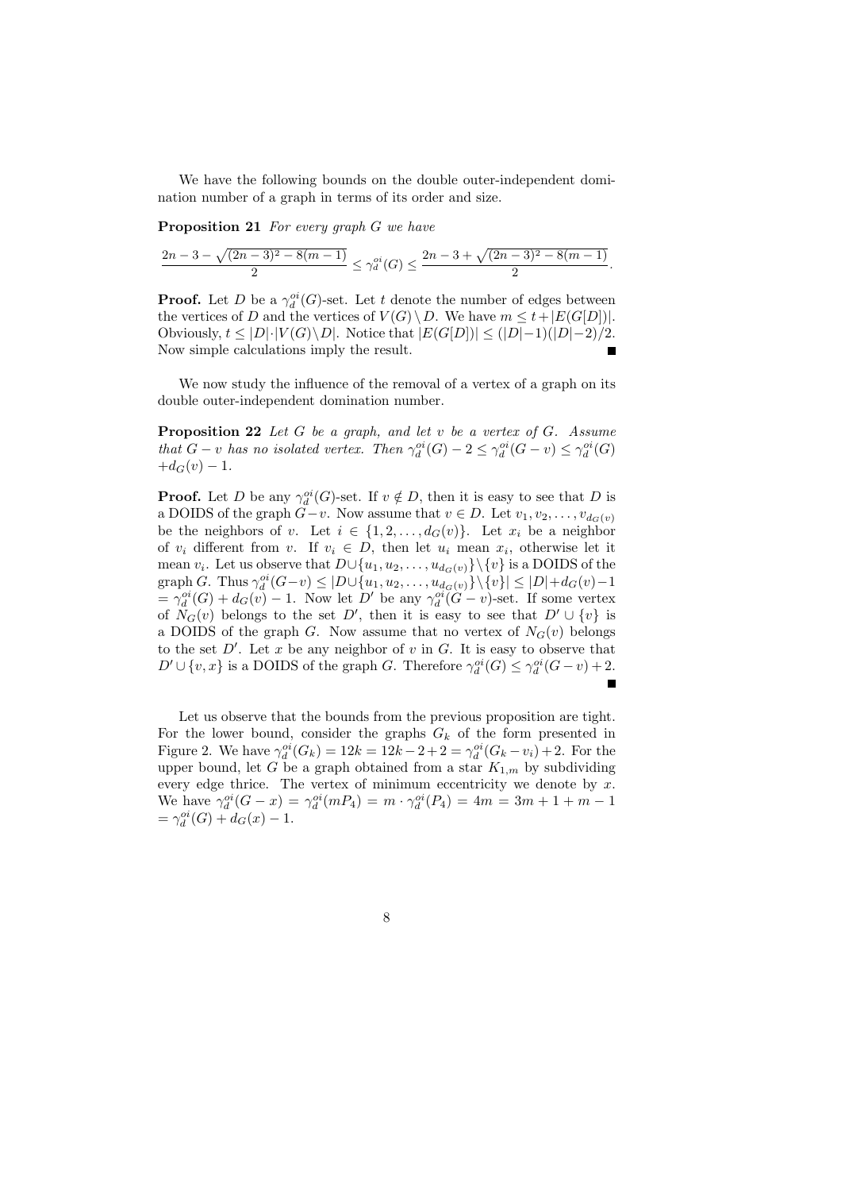We have the following bounds on the double outer-independent domination number of a graph in terms of its order and size.

**Proposition 21** *For every graph $G$ we have*

$$\frac{2n-3-\sqrt{(2n-3)^2-8(m-1)}}{2} \leq \gamma_d^{oi}(G) \leq \frac{2n-3+\sqrt{(2n-3)^2-8(m-1)}}{2}.$$

**Proof.** Let $D$ be a $\gamma_d^{oi}(G)$-set. Let $t$ denote the number of edges between the vertices of $D$ and the vertices of $V(G) \setminus D$. We have $m \leq t + |E(G[D])|$. Obviously, $t \leq |D| \cdot |V(G) \setminus D|$. Notice that $|E(G[D])| \leq (|D|-1)(|D|-2)/2$. Now simple calculations imply the result. ∎

We now study the influence of the removal of a vertex of a graph on its double outer-independent domination number.

**Proposition 22** *Let $G$ be a graph, and let $v$ be a vertex of $G$. Assume that $G-v$ has no isolated vertex. Then $\gamma_d^{oi}(G) - 2 \leq \gamma_d^{oi}(G-v) \leq \gamma_d^{oi}(G) + d_G(v) - 1$.*

**Proof.** Let $D$ be any $\gamma_d^{oi}(G)$-set. If $v \notin D$, then it is easy to see that $D$ is a DOIDS of the graph $G-v$. Now assume that $v \in D$. Let $v_1, v_2, \ldots, v_{d_G(v)}$ be the neighbors of $v$. Let $i \in \{1, 2, \ldots, d_G(v)\}$. Let $x_i$ be a neighbor of $v_i$ different from $v$. If $v_i \in D$, then let $u_i$ mean $x_i$, otherwise let it mean $v_i$. Let us observe that $D \cup \{u_1, u_2, \ldots, u_{d_G(v)}\} \setminus \{v\}$ is a DOIDS of the graph $G$. Thus $\gamma_d^{oi}(G-v) \leq |D \cup \{u_1, u_2, \ldots, u_{d_G(v)}\} \setminus \{v\}| \leq |D| + d_G(v) - 1 = \gamma_d^{oi}(G) + d_G(v) - 1$. Now let $D'$ be any $\gamma_d^{oi}(G-v)$-set. If some vertex of $N_G(v)$ belongs to the set $D'$, then it is easy to see that $D' \cup \{v\}$ is a DOIDS of the graph $G$. Now assume that no vertex of $N_G(v)$ belongs to the set $D'$. Let $x$ be any neighbor of $v$ in $G$. It is easy to observe that $D' \cup \{v, x\}$ is a DOIDS of the graph $G$. Therefore $\gamma_d^{oi}(G) \leq \gamma_d^{oi}(G-v) + 2$. ∎

Let us observe that the bounds from the previous proposition are tight. For the lower bound, consider the graphs $G_k$ of the form presented in Figure 2. We have $\gamma_d^{oi}(G_k) = 12k = 12k - 2 + 2 = \gamma_d^{oi}(G_k - v_i) + 2$. For the upper bound, let $G$ be a graph obtained from a star $K_{1,m}$ by subdividing every edge thrice. The vertex of minimum eccentricity we denote by $x$. We have $\gamma_d^{oi}(G-x) = \gamma_d^{oi}(mP_4) = m \cdot \gamma_d^{oi}(P_4) = 4m = 3m + 1 + m - 1 = \gamma_d^{oi}(G) + d_G(x) - 1$.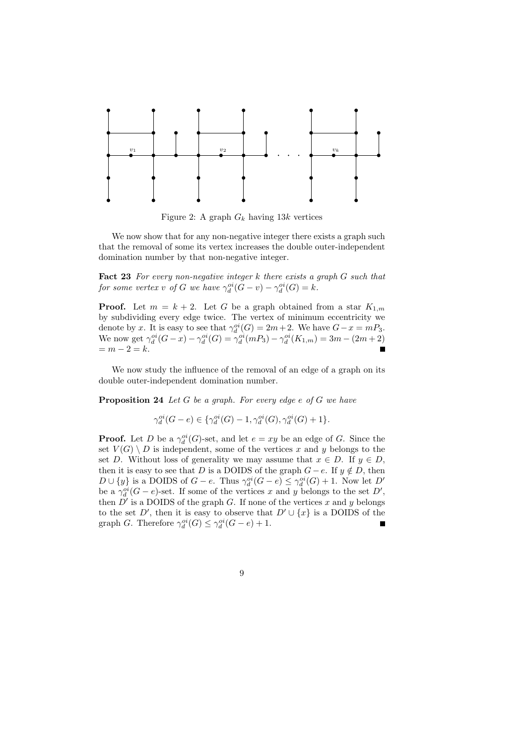Figure 2: A graph $G_k$ having $13k$ vertices

We now show that for any non-negative integer there exists a graph such that the removal of some its vertex increases the double outer-independent domination number by that non-negative integer.

**Fact 23** *For every non-negative integer $k$ there exists a graph $G$ such that for some vertex $v$ of $G$ we have $\gamma_d^{oi}(G - v) - \gamma_d^{oi}(G) = k$.*

**Proof.** Let $m = k + 2$. Let $G$ be a graph obtained from a star $K_{1,m}$ by subdividing every edge twice. The vertex of minimum eccentricity we denote by $x$. It is easy to see that $\gamma_d^{oi}(G) = 2m+2$. We have $G-x = mP_3$. We now get $\gamma_d^{oi}(G-x) - \gamma_d^{oi}(G) = \gamma_d^{oi}(mP_3) - \gamma_d^{oi}(K_{1,m}) = 3m - (2m+2)$ $= m - 2 = k$. ∎

We now study the influence of the removal of an edge of a graph on its double outer-independent domination number.

**Proposition 24** *Let $G$ be a graph. For every edge $e$ of $G$ we have*

$$\gamma_d^{oi}(G - e) \in \{\gamma_d^{oi}(G) - 1, \gamma_d^{oi}(G), \gamma_d^{oi}(G) + 1\}.$$

**Proof.** Let $D$ be a $\gamma_d^{oi}(G)$-set, and let $e = xy$ be an edge of $G$. Since the set $V(G) \setminus D$ is independent, some of the vertices $x$ and $y$ belongs to the set $D$. Without loss of generality we may assume that $x \in D$. If $y \in D$, then it is easy to see that $D$ is a DOIDS of the graph $G - e$. If $y \notin D$, then $D \cup \{y\}$ is a DOIDS of $G - e$. Thus $\gamma_d^{oi}(G - e) \leq \gamma_d^{oi}(G) + 1$. Now let $D'$ be a $\gamma_d^{oi}(G - e)$-set. If some of the vertices $x$ and $y$ belongs to the set $D'$, then $D'$ is a DOIDS of the graph $G$. If none of the vertices $x$ and $y$ belongs to the set $D'$, then it is easy to observe that $D' \cup \{x\}$ is a DOIDS of the graph $G$. Therefore $\gamma_d^{oi}(G) \leq \gamma_d^{oi}(G - e) + 1$. ∎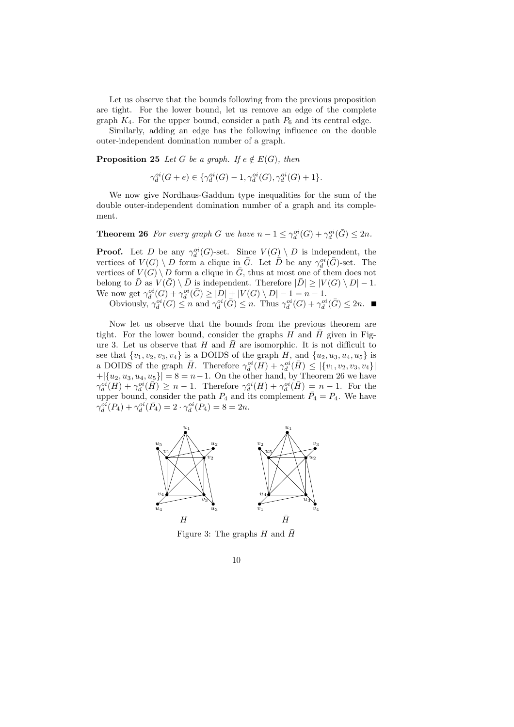Let us observe that the bounds following from the previous proposition are tight. For the lower bound, let us remove an edge of the complete graph $K_4$. For the upper bound, consider a path $P_6$ and its central edge.

Similarly, adding an edge has the following influence on the double outer-independent domination number of a graph.

**Proposition 25** *Let $G$ be a graph. If $e \notin E(G)$, then*

$$\gamma_d^{oi}(G+e) \in \{\gamma_d^{oi}(G)-1, \gamma_d^{oi}(G), \gamma_d^{oi}(G)+1\}.$$

We now give Nordhaus-Gaddum type inequalities for the sum of the double outer-independent domination number of a graph and its complement.

**Theorem 26** *For every graph $G$ we have $n-1 \le \gamma_d^{oi}(G) + \gamma_d^{oi}(\bar{G}) \le 2n$.*

**Proof.** Let $D$ be any $\gamma_d^{oi}(G)$-set. Since $V(G) \setminus D$ is independent, the vertices of $V(G) \setminus D$ form a clique in $\bar{G}$. Let $\bar{D}$ be any $\gamma_d^{oi}(\bar{G})$-set. The vertices of $V(G) \setminus D$ form a clique in $\bar{G}$, thus at most one of them does not belong to $\bar{D}$ as $V(\bar{G}) \setminus \bar{D}$ is independent. Therefore $|\bar{D}| \ge |V(G) \setminus D| - 1$. We now get $\gamma_d^{oi}(G) + \gamma_d^{oi}(\bar{G}) \ge |D| + |V(G) \setminus D| - 1 = n-1$.

Obviously, $\gamma_d^{oi}(G) \le n$ and $\gamma_d^{oi}(\bar{G}) \le n$. Thus $\gamma_d^{oi}(G) + \gamma_d^{oi}(\bar{G}) \le 2n$. ■

Now let us observe that the bounds from the previous theorem are tight. For the lower bound, consider the graphs $H$ and $\bar{H}$ given in Figure 3. Let us observe that $H$ and $\bar{H}$ are isomorphic. It is not difficult to see that $\{v_1, v_2, v_3, v_4\}$ is a DOIDS of the graph $H$, and $\{u_2, u_3, u_4, u_5\}$ is a DOIDS of the graph $\bar{H}$. Therefore $\gamma_d^{oi}(H) + \gamma_d^{oi}(\bar{H}) \le |\{v_1, v_2, v_3, v_4\}| + |\{u_2, u_3, u_4, u_5\}| = 8 = n-1$. On the other hand, by Theorem 26 we have $\gamma_d^{oi}(H) + \gamma_d^{oi}(\bar{H}) \ge n-1$. Therefore $\gamma_d^{oi}(H) + \gamma_d^{oi}(\bar{H}) = n-1$. For the upper bound, consider the path $P_4$ and its complement $\bar{P}_4 = P_4$. We have $\gamma_d^{oi}(P_4) + \gamma_d^{oi}(\bar{P}_4) = 2 \cdot \gamma_d^{oi}(P_4) = 8 = 2n$.

Figure 3: The graphs $H$ and $\bar{H}$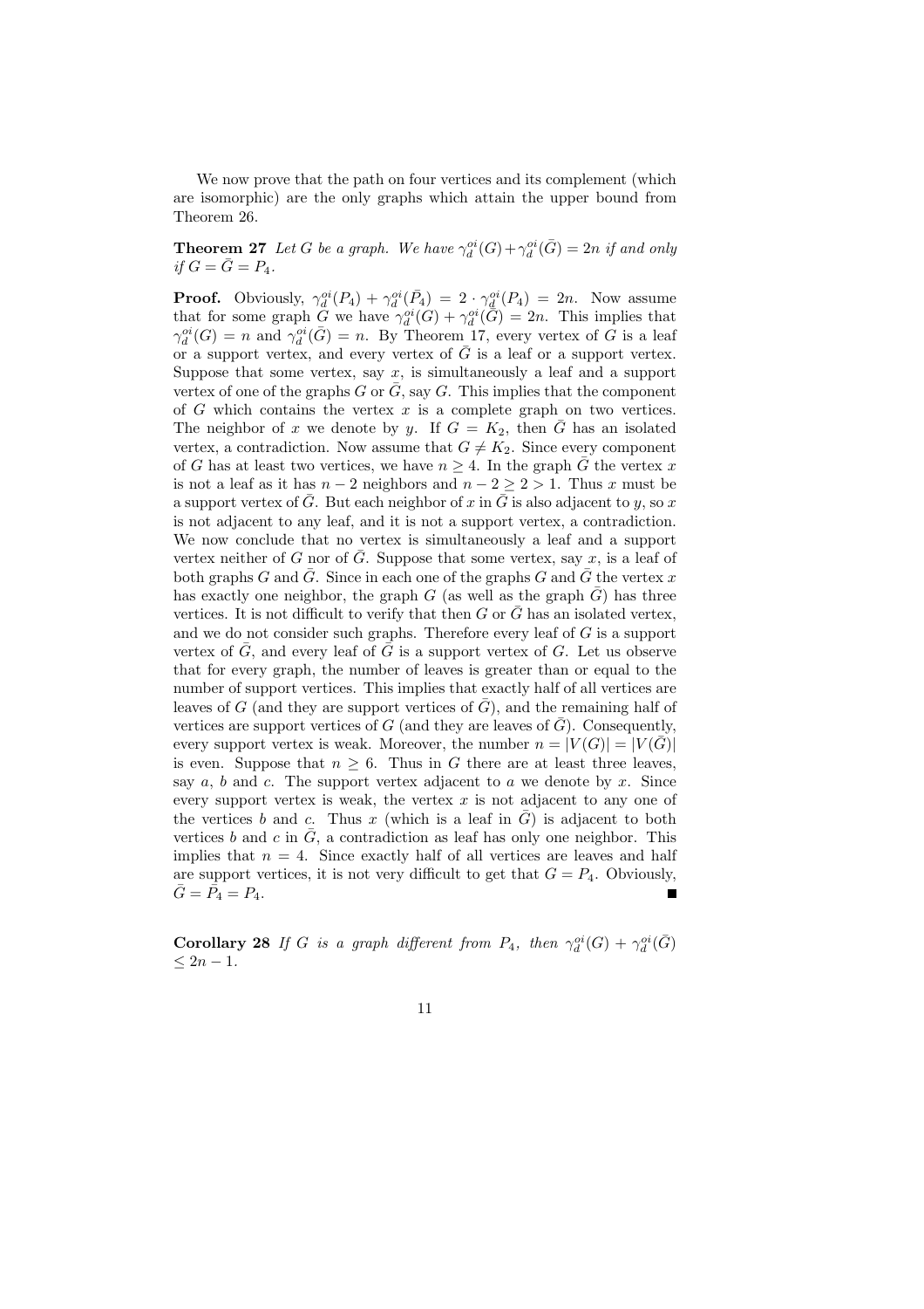We now prove that the path on four vertices and its complement (which are isomorphic) are the only graphs which attain the upper bound from Theorem 26.

**Theorem 27** *Let $G$ be a graph. We have $\gamma_d^{oi}(G)+\gamma_d^{oi}(\bar{G}) = 2n$ if and only if $G = \bar{G} = P_4$.*

**Proof.** Obviously, $\gamma_d^{oi}(P_4) + \gamma_d^{oi}(\bar{P_4}) = 2 \cdot \gamma_d^{oi}(P_4) = 2n$. Now assume that for some graph $G$ we have $\gamma_d^{oi}(G) + \gamma_d^{oi}(\bar{G}) = 2n$. This implies that $\gamma_d^{oi}(G) = n$ and $\gamma_d^{oi}(\bar{G}) = n$. By Theorem 17, every vertex of $G$ is a leaf or a support vertex, and every vertex of $\bar{G}$ is a leaf or a support vertex. Suppose that some vertex, say $x$, is simultaneously a leaf and a support vertex of one of the graphs $G$ or $\bar{G}$, say $G$. This implies that the component of $G$ which contains the vertex $x$ is a complete graph on two vertices. The neighbor of $x$ we denote by $y$. If $G = K_2$, then $\bar{G}$ has an isolated vertex, a contradiction. Now assume that $G \neq K_2$. Since every component of $G$ has at least two vertices, we have $n \geq 4$. In the graph $\bar{G}$ the vertex $x$ is not a leaf as it has $n-2$ neighbors and $n-2 \geq 2 > 1$. Thus $x$ must be a support vertex of $\bar{G}$. But each neighbor of $x$ in $\bar{G}$ is also adjacent to $y$, so $x$ is not adjacent to any leaf, and it is not a support vertex, a contradiction. We now conclude that no vertex is simultaneously a leaf and a support vertex neither of $G$ nor of $\bar{G}$. Suppose that some vertex, say $x$, is a leaf of both graphs $G$ and $\bar{G}$. Since in each one of the graphs $G$ and $\bar{G}$ the vertex $x$ has exactly one neighbor, the graph $G$ (as well as the graph $\bar{G}$) has three vertices. It is not difficult to verify that then $G$ or $\bar{G}$ has an isolated vertex, and we do not consider such graphs. Therefore every leaf of $G$ is a support vertex of $\bar{G}$, and every leaf of $\bar{G}$ is a support vertex of $G$. Let us observe that for every graph, the number of leaves is greater than or equal to the number of support vertices. This implies that exactly half of all vertices are leaves of $G$ (and they are support vertices of $\bar{G}$), and the remaining half of vertices are support vertices of $G$ (and they are leaves of $\bar{G}$). Consequently, every support vertex is weak. Moreover, the number $n = |V(G)| = |V(\bar{G})|$ is even. Suppose that $n \geq 6$. Thus in $G$ there are at least three leaves, say $a$, $b$ and $c$. The support vertex adjacent to $a$ we denote by $x$. Since every support vertex is weak, the vertex $x$ is not adjacent to any one of the vertices $b$ and $c$. Thus $x$ (which is a leaf in $\bar{G}$) is adjacent to both vertices $b$ and $c$ in $\bar{G}$, a contradiction as leaf has only one neighbor. This implies that $n = 4$. Since exactly half of all vertices are leaves and half are support vertices, it is not very difficult to get that $G = P_4$. Obviously, $\bar{G} = \bar{P_4} = P_4$. ∎

**Corollary 28** *If $G$ is a graph different from $P_4$, then $\gamma_d^{oi}(G) + \gamma_d^{oi}(\bar{G}) \leq 2n - 1$.*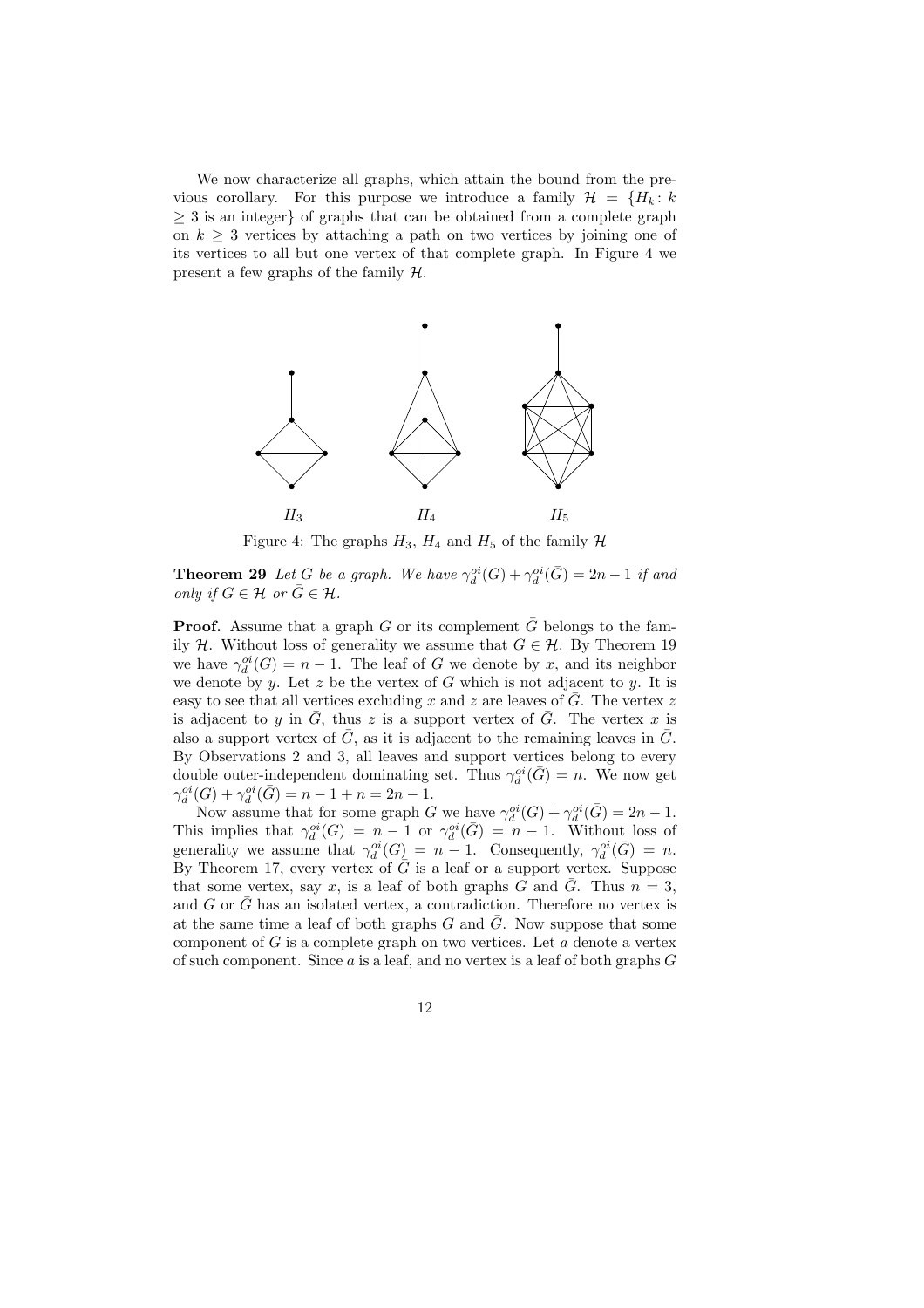We now characterize all graphs, which attain the bound from the previous corollary. For this purpose we introduce a family $\mathcal{H} = \{H_k \colon k \geq 3$ is an integer$\}$ of graphs that can be obtained from a complete graph on $k \geq 3$ vertices by attaching a path on two vertices by joining one of its vertices to all but one vertex of that complete graph. In Figure 4 we present a few graphs of the family $\mathcal{H}$.

$H_3$ $H_4$ $H_5$

Figure 4: The graphs $H_3$, $H_4$ and $H_5$ of the family $\mathcal{H}$

**Theorem 29** *Let $G$ be a graph. We have $\gamma_d^{oi}(G) + \gamma_d^{oi}(\bar{G}) = 2n - 1$ if and only if $G \in \mathcal{H}$ or $\bar{G} \in \mathcal{H}$.*

**Proof.** Assume that a graph $G$ or its complement $\bar{G}$ belongs to the family $\mathcal{H}$. Without loss of generality we assume that $G \in \mathcal{H}$. By Theorem 19 we have $\gamma_d^{oi}(G) = n - 1$. The leaf of $G$ we denote by $x$, and its neighbor we denote by $y$. Let $z$ be the vertex of $G$ which is not adjacent to $y$. It is easy to see that all vertices excluding $x$ and $z$ are leaves of $\bar{G}$. The vertex $z$ is adjacent to $y$ in $\bar{G}$, thus $z$ is a support vertex of $\bar{G}$. The vertex $x$ is also a support vertex of $\bar{G}$, as it is adjacent to the remaining leaves in $\bar{G}$. By Observations 2 and 3, all leaves and support vertices belong to every double outer-independent dominating set. Thus $\gamma_d^{oi}(\bar{G}) = n$. We now get $\gamma_d^{oi}(G) + \gamma_d^{oi}(\bar{G}) = n - 1 + n = 2n - 1$.

Now assume that for some graph $G$ we have $\gamma_d^{oi}(G) + \gamma_d^{oi}(\bar{G}) = 2n - 1$. This implies that $\gamma_d^{oi}(G) = n - 1$ or $\gamma_d^{oi}(\bar{G}) = n - 1$. Without loss of generality we assume that $\gamma_d^{oi}(G) = n - 1$. Consequently, $\gamma_d^{oi}(\bar{G}) = n$. By Theorem 17, every vertex of $\bar{G}$ is a leaf or a support vertex. Suppose that some vertex, say $x$, is a leaf of both graphs $G$ and $\bar{G}$. Thus $n = 3$, and $G$ or $\bar{G}$ has an isolated vertex, a contradiction. Therefore no vertex is at the same time a leaf of both graphs $G$ and $\bar{G}$. Now suppose that some component of $G$ is a complete graph on two vertices. Let $a$ denote a vertex of such component. Since $a$ is a leaf, and no vertex is a leaf of both graphs $G$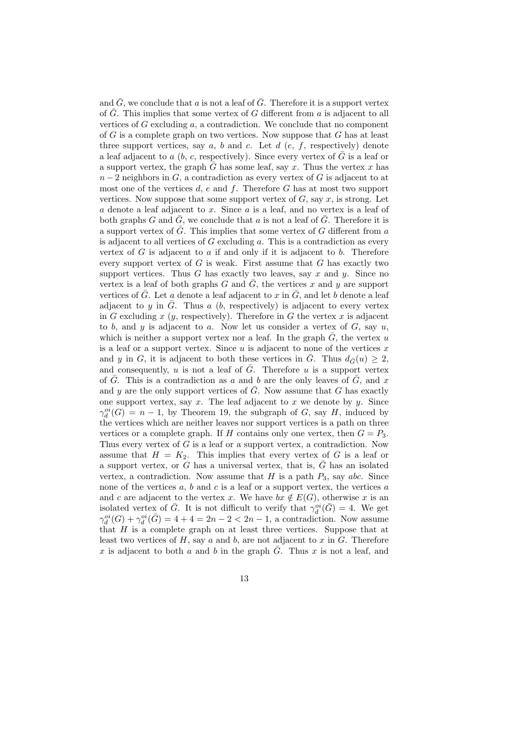and $\bar{G}$, we conclude that $a$ is not a leaf of $\bar{G}$. Therefore it is a support vertex of $\bar{G}$. This implies that some vertex of $G$ different from $a$ is adjacent to all vertices of $G$ excluding $a$, a contradiction. We conclude that no component of $G$ is a complete graph on two vertices. Now suppose that $G$ has at least three support vertices, say $a$, $b$ and $c$. Let $d$ ($e$, $f$, respectively) denote a leaf adjacent to $a$ ($b$, $c$, respectively). Since every vertex of $\bar{G}$ is a leaf or a support vertex, the graph $\bar{G}$ has some leaf, say $x$. Thus the vertex $x$ has $n-2$ neighbors in $G$, a contradiction as every vertex of $G$ is adjacent to at most one of the vertices $d$, $e$ and $f$. Therefore $G$ has at most two support vertices. Now suppose that some support vertex of $G$, say $x$, is strong. Let $a$ denote a leaf adjacent to $x$. Since $a$ is a leaf, and no vertex is a leaf of both graphs $G$ and $\bar{G}$, we conclude that $a$ is not a leaf of $\bar{G}$. Therefore it is a support vertex of $\bar{G}$. This implies that some vertex of $G$ different from $a$ is adjacent to all vertices of $G$ excluding $a$. This is a contradiction as every vertex of $G$ is adjacent to $a$ if and only if it is adjacent to $b$. Therefore every support vertex of $G$ is weak. First assume that $G$ has exactly two support vertices. Thus $G$ has exactly two leaves, say $x$ and $y$. Since no vertex is a leaf of both graphs $G$ and $\bar{G}$, the vertices $x$ and $y$ are support vertices of $\bar{G}$. Let $a$ denote a leaf adjacent to $x$ in $\bar{G}$, and let $b$ denote a leaf adjacent to $y$ in $\bar{G}$. Thus $a$ ($b$, respectively) is adjacent to every vertex in $G$ excluding $x$ ($y$, respectively). Therefore in $G$ the vertex $x$ is adjacent to $b$, and $y$ is adjacent to $a$. Now let us consider a vertex of $G$, say $u$, which is neither a support vertex nor a leaf. In the graph $\bar{G}$, the vertex $u$ is a leaf or a support vertex. Since $u$ is adjacent to none of the vertices $x$ and $y$ in $G$, it is adjacent to both these vertices in $\bar{G}$. Thus $d_{\bar{G}}(u) \geq 2$, and consequently, $u$ is not a leaf of $\bar{G}$. Therefore $u$ is a support vertex of $\bar{G}$. This is a contradiction as $a$ and $b$ are the only leaves of $\bar{G}$, and $x$ and $y$ are the only support vertices of $\bar{G}$. Now assume that $G$ has exactly one support vertex, say $x$. The leaf adjacent to $x$ we denote by $y$. Since $\gamma_d^{oi}(G) = n-1$, by Theorem 19, the subgraph of $G$, say $H$, induced by the vertices which are neither leaves nor support vertices is a path on three vertices or a complete graph. If $H$ contains only one vertex, then $G = P_3$. Thus every vertex of $G$ is a leaf or a support vertex, a contradiction. Now assume that $H = K_2$. This implies that every vertex of $G$ is a leaf or a support vertex, or $G$ has a universal vertex, that is, $\bar{G}$ has an isolated vertex, a contradiction. Now assume that $H$ is a path $P_3$, say $abc$. Since none of the vertices $a$, $b$ and $c$ is a leaf or a support vertex, the vertices $a$ and $c$ are adjacent to the vertex $x$. We have $bx \notin E(G)$, otherwise $x$ is an isolated vertex of $\bar{G}$. It is not difficult to verify that $\gamma_d^{oi}(\bar{G}) = 4$. We get $\gamma_d^{oi}(G) + \gamma_d^{oi}(\bar{G}) = 4 + 4 = 2n-2 < 2n-1$, a contradiction. Now assume that $H$ is a complete graph on at least three vertices. Suppose that at least two vertices of $H$, say $a$ and $b$, are not adjacent to $x$ in $G$. Therefore $x$ is adjacent to both $a$ and $b$ in the graph $\bar{G}$. Thus $x$ is not a leaf, and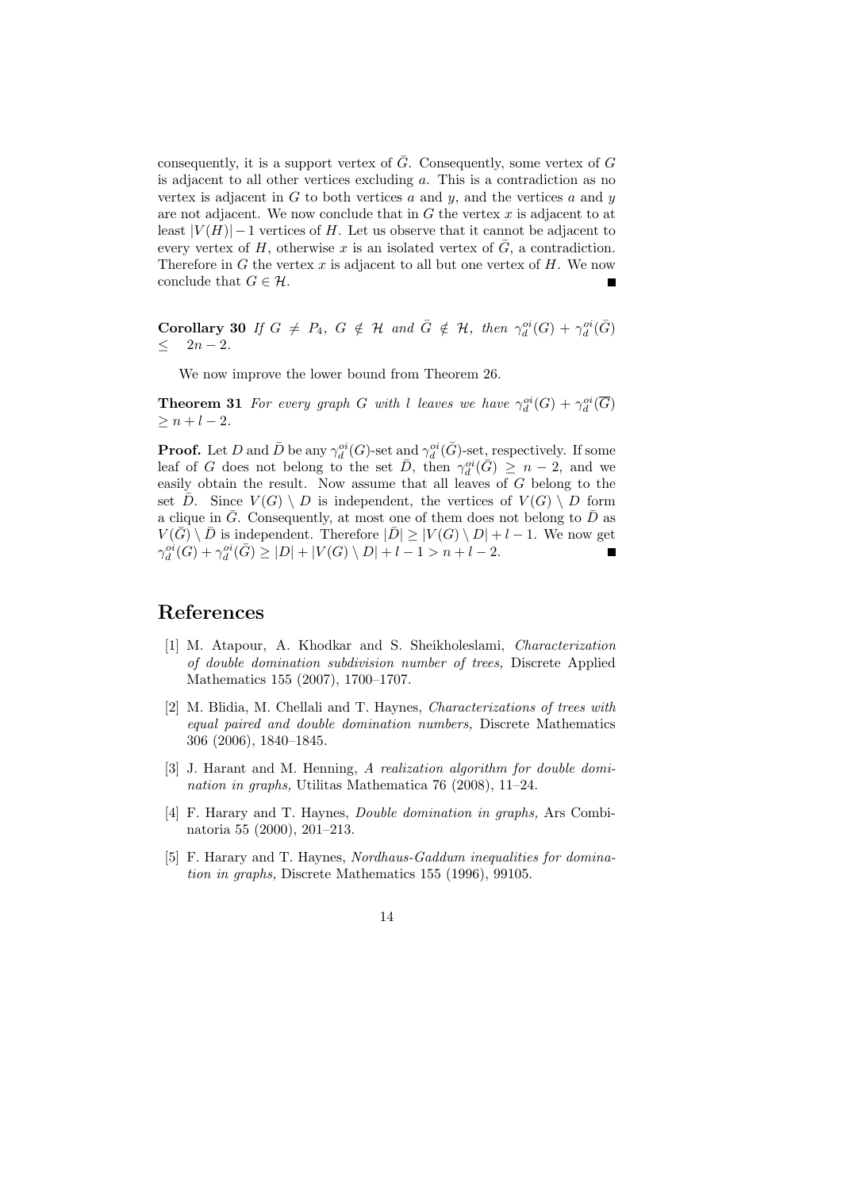consequently, it is a support vertex of $\bar{G}$. Consequently, some vertex of $G$ is adjacent to all other vertices excluding $a$. This is a contradiction as no vertex is adjacent in $G$ to both vertices $a$ and $y$, and the vertices $a$ and $y$ are not adjacent. We now conclude that in $G$ the vertex $x$ is adjacent to at least $|V(H)|-1$ vertices of $H$. Let us observe that it cannot be adjacent to every vertex of $H$, otherwise $x$ is an isolated vertex of $\bar{G}$, a contradiction. Therefore in $G$ the vertex $x$ is adjacent to all but one vertex of $H$. We now conclude that $G \in \mathcal{H}$. ■

**Corollary 30** *If $G \neq P_4$, $G \notin \mathcal{H}$ and $\bar{G} \notin \mathcal{H}$, then $\gamma_d^{oi}(G) + \gamma_d^{oi}(\bar{G}) \leq 2n-2$.*

We now improve the lower bound from Theorem 26.

**Theorem 31** *For every graph $G$ with $l$ leaves we have $\gamma_d^{oi}(G) + \gamma_d^{oi}(\overline{G}) \geq n+l-2$.*

**Proof.** Let $D$ and $\bar{D}$ be any $\gamma_d^{oi}(G)$-set and $\gamma_d^{oi}(\bar{G})$-set, respectively. If some leaf of $G$ does not belong to the set $\bar{D}$, then $\gamma_d^{oi}(\bar{G}) \geq n-2$, and we easily obtain the result. Now assume that all leaves of $G$ belong to the set $\bar{D}$. Since $V(G) \setminus D$ is independent, the vertices of $V(G) \setminus D$ form a clique in $\bar{G}$. Consequently, at most one of them does not belong to $\bar{D}$ as $V(\bar{G}) \setminus \bar{D}$ is independent. Therefore $|\bar{D}| \geq |V(G) \setminus D| + l - 1$. We now get $\gamma_d^{oi}(G) + \gamma_d^{oi}(\bar{G}) \geq |D| + |V(G) \setminus D| + l - 1 > n + l - 2$. ■

## References

[1] M. Atapour, A. Khodkar and S. Sheikholeslami, *Characterization of double domination subdivision number of trees,* Discrete Applied Mathematics 155 (2007), 1700–1707.

[2] M. Blidia, M. Chellali and T. Haynes, *Characterizations of trees with equal paired and double domination numbers,* Discrete Mathematics 306 (2006), 1840–1845.

[3] J. Harant and M. Henning, *A realization algorithm for double domination in graphs,* Utilitas Mathematica 76 (2008), 11–24.

[4] F. Harary and T. Haynes, *Double domination in graphs,* Ars Combinatoria 55 (2000), 201–213.

[5] F. Harary and T. Haynes, *Nordhaus-Gaddum inequalities for domination in graphs,* Discrete Mathematics 155 (1996), 99105.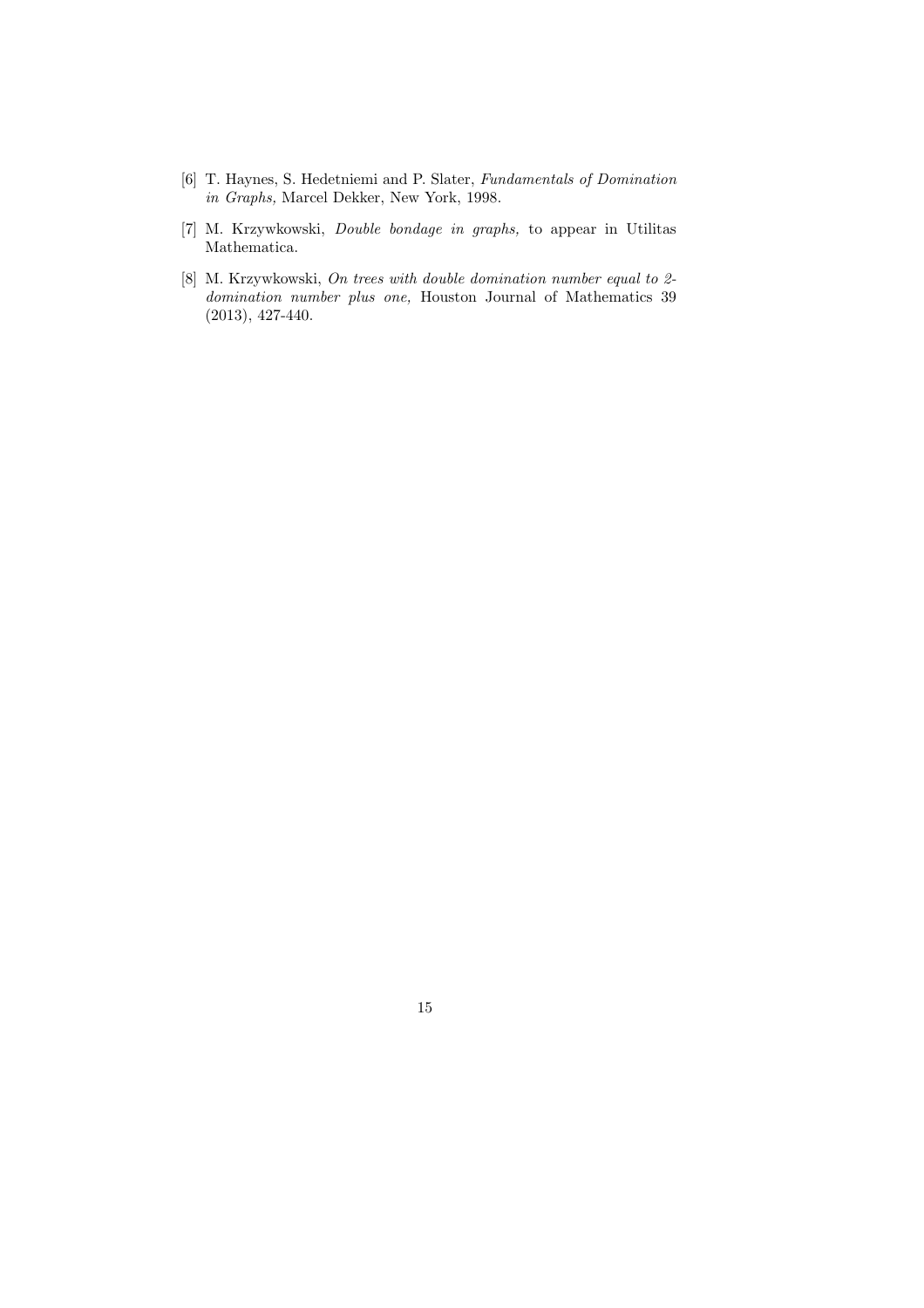[6] T. Haynes, S. Hedetniemi and P. Slater, *Fundamentals of Domination in Graphs,* Marcel Dekker, New York, 1998.

[7] M. Krzywkowski, *Double bondage in graphs,* to appear in Utilitas Mathematica.

[8] M. Krzywkowski, *On trees with double domination number equal to 2-domination number plus one,* Houston Journal of Mathematics 39 (2013), 427-440.